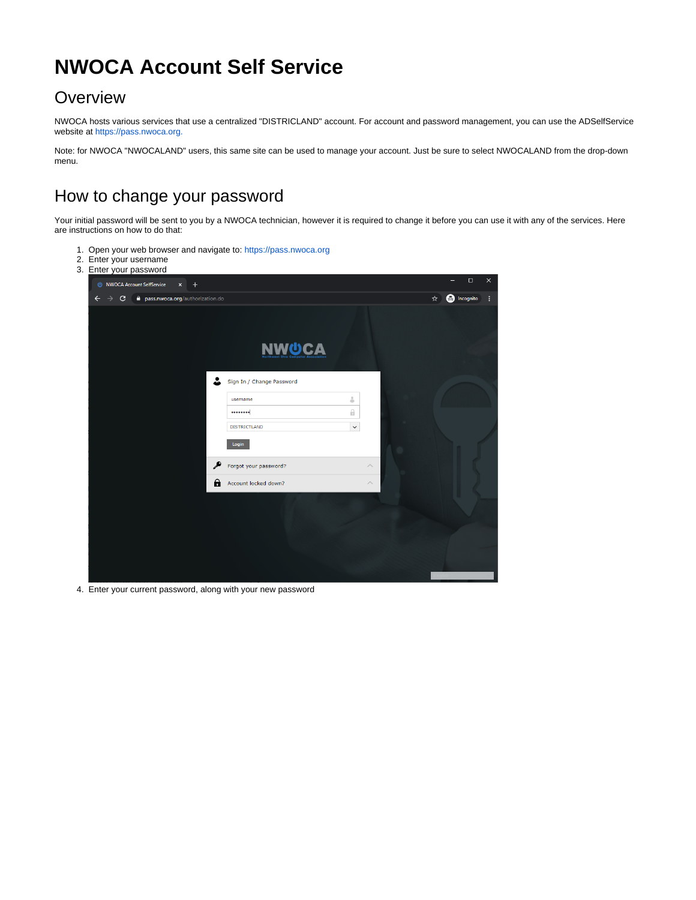# NWOCA Account Self Service

## Overview

NWOCA hosts various services that use a centralized "DISTRICLAND" account. For account and password management, you can use the ADSelfService website at https://pass.nwoca.org.

Note: for NWOCA "NWOCALAND" users, this same site can be used to manage your account. Just be sure to select NWOCALAND from the drop-down menu.

## How to change your password

Your initial password will be sent to you by a NWOCA technician, however it is required to change it before you can use it with any of the services. Here are instructions on how to do that:

1. Open your web browser and navigate to: https://pass.nwoca.org
2. Enter your username
3. Enter your password
4. Enter your current password, along with your new password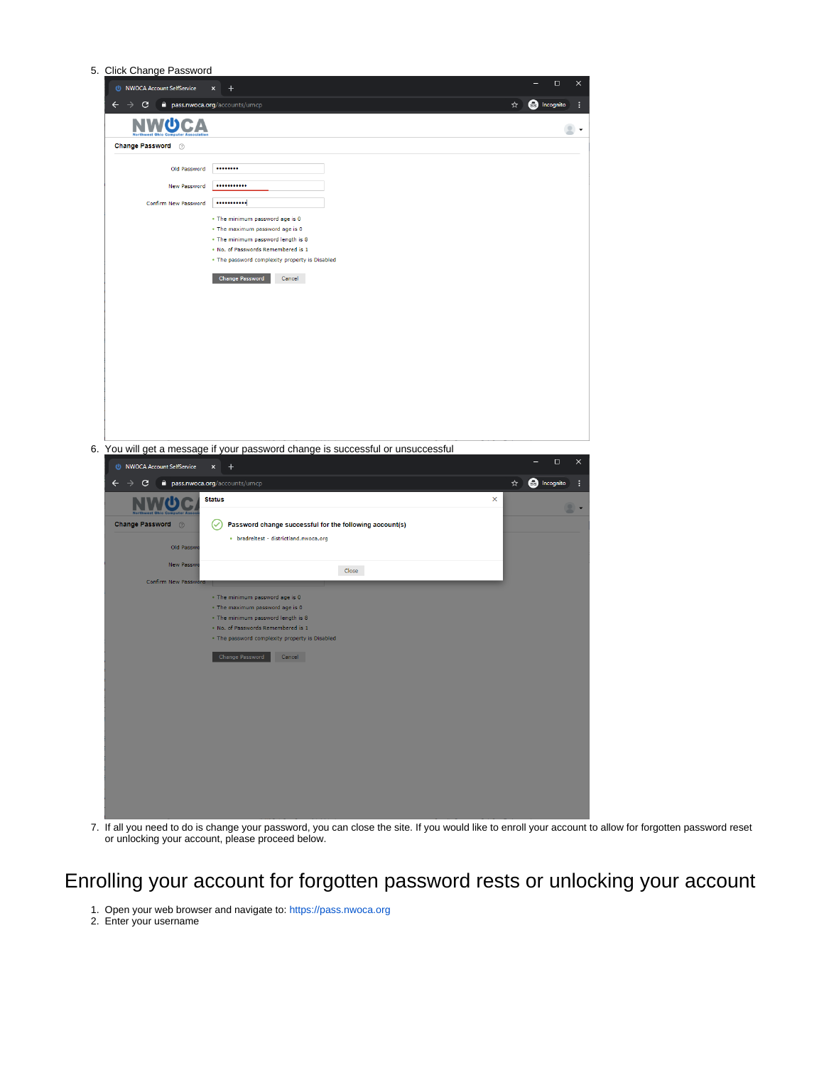5. Click Change Password

6. You will get a message if your password change is successful or unsuccessful

7. If all you need to do is change your password, you can close the site. If you would like to enroll your account to allow for forgotten password reset or unlocking your account, please proceed below.

# Enrolling your account for forgotten password rests or unlocking your account

1. Open your web browser and navigate to: https://pass.nwoca.org
2. Enter your username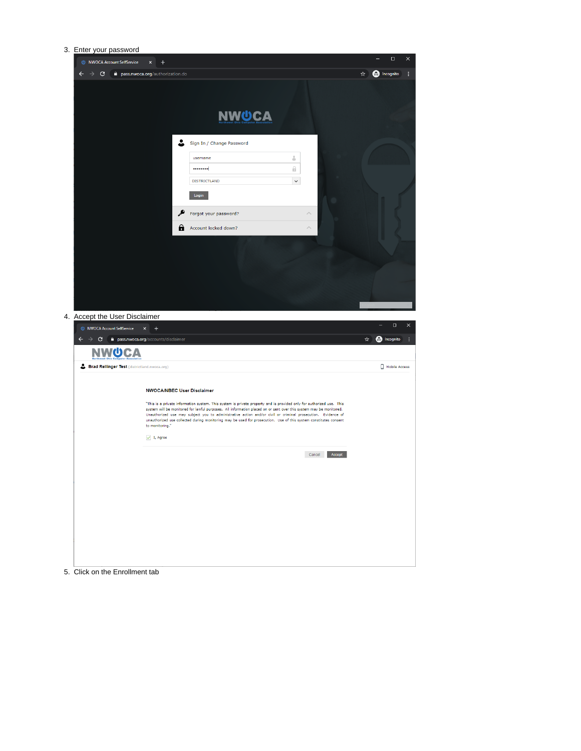3. Enter your password

4. Accept the User Disclaimer

5. Click on the Enrollment tab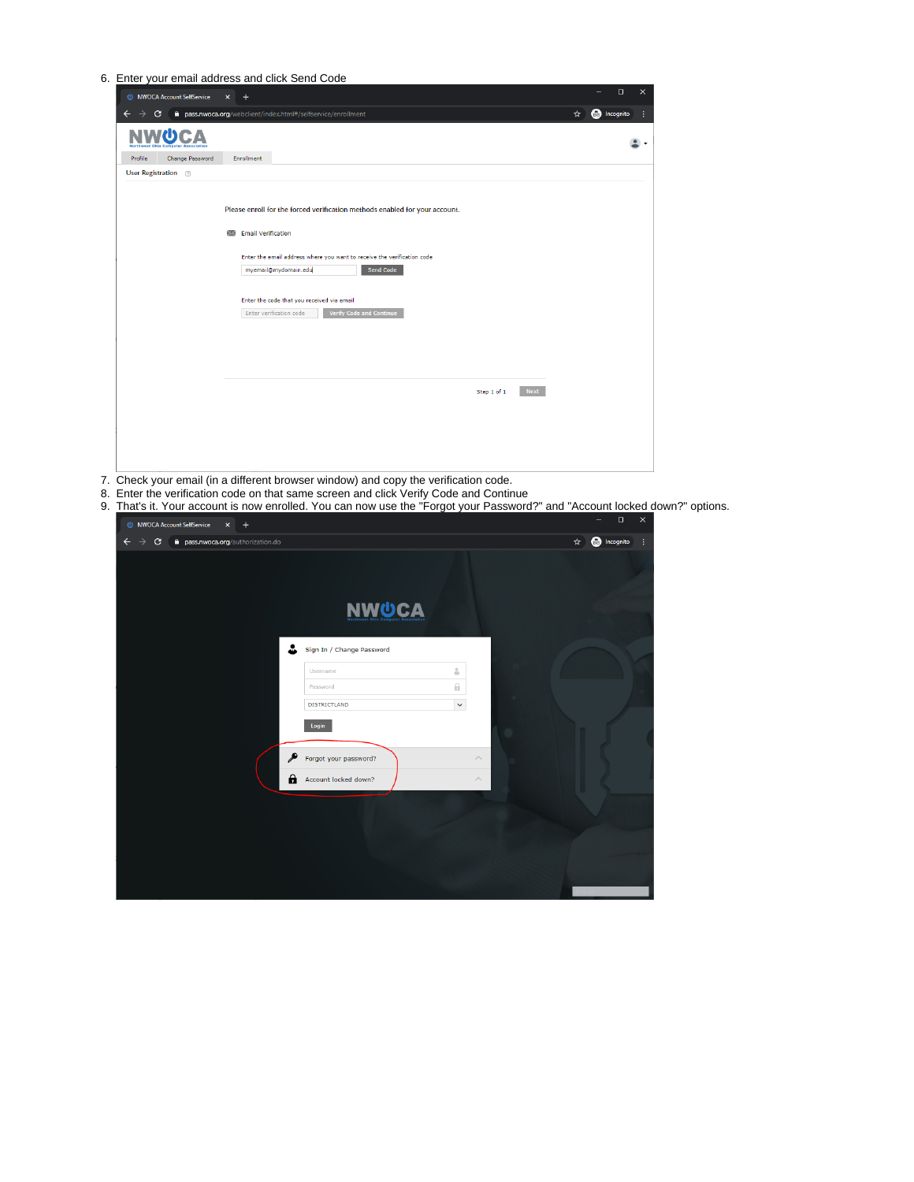6. Enter your email address and click Send Code

7. Check your email (in a different browser window) and copy the verification code.
8. Enter the verification code on that same screen and click Verify Code and Continue
9. That's it. Your account is now enrolled. You can now use the "Forgot your Password?" and "Account locked down?" options.